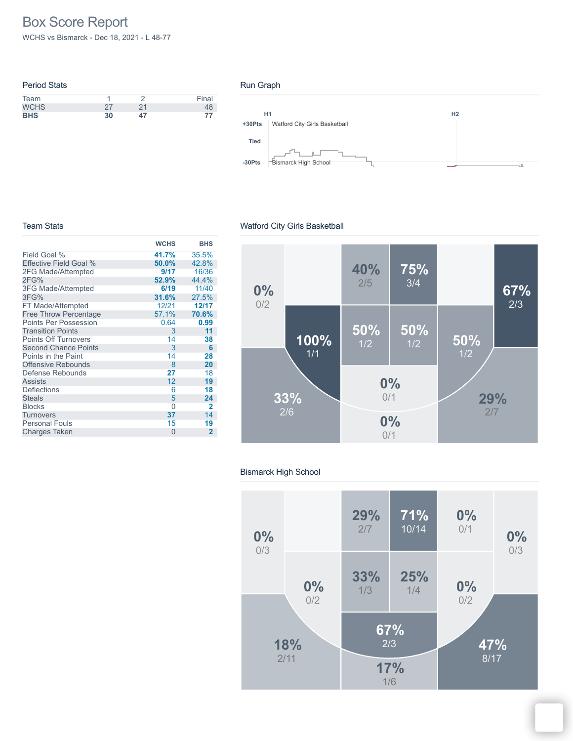# Box Score Report

WCHS vs Bismarck - Dec 18, 2021 - L 48-77

## Period Stats

| Team | 1 | 2 | Final |
|---|---|---|---|
| WCHS | 27 | 21 | 48 |
| **BHS** | **30** | **47** | **77** |

## Run Graph

H1 H2

+30Pts Watford City Girls Basketball

Tied

-30Pts Bismarck High School

## Team Stats

| | WCHS | BHS |
|---|---|---|
| Field Goal % | **41.7%** | 35.5% |
| Effective Field Goal % | **50.0%** | 42.8% |
| 2FG Made/Attempted | **9/17** | 16/36 |
| 2FG% | **52.9%** | 44.4% |
| 3FG Made/Attempted | **6/19** | 11/40 |
| 3FG% | **31.6%** | 27.5% |
| FT Made/Attempted | 12/21 | **12/17** |
| Free Throw Percentage | 57.1% | **70.6%** |
| Points Per Possession | 0.64 | **0.99** |
| Transition Points | 3 | **11** |
| Points Off Turnovers | 14 | **38** |
| Second Chance Points | 3 | **6** |
| Points in the Paint | 14 | **28** |
| Offensive Rebounds | 8 | **20** |
| Defense Rebounds | **27** | 18 |
| Assists | 12 | **19** |
| Deflections | 6 | **18** |
| Steals | 5 | **24** |
| Blocks | 0 | **2** |
| Turnovers | **37** | 14 |
| Personal Fouls | 15 | **19** |
| Charges Taken | 0 | **2** |

## Watford City Girls Basketball

0% 0/2, 40% 2/5, 75% 3/4, 67% 2/3, 100% 1/1, 50% 1/2, 50% 1/2, 50% 1/2, 0% 0/1, 33% 2/6, 29% 2/7, 0% 0/1

## Bismarck High School

0% 0/3, 29% 2/7, 71% 10/14, 0% 0/1, 0% 0/3, 0% 0/2, 33% 1/3, 25% 1/4, 0% 0/2, 67% 2/3, 18% 2/11, 47% 8/17, 17% 1/6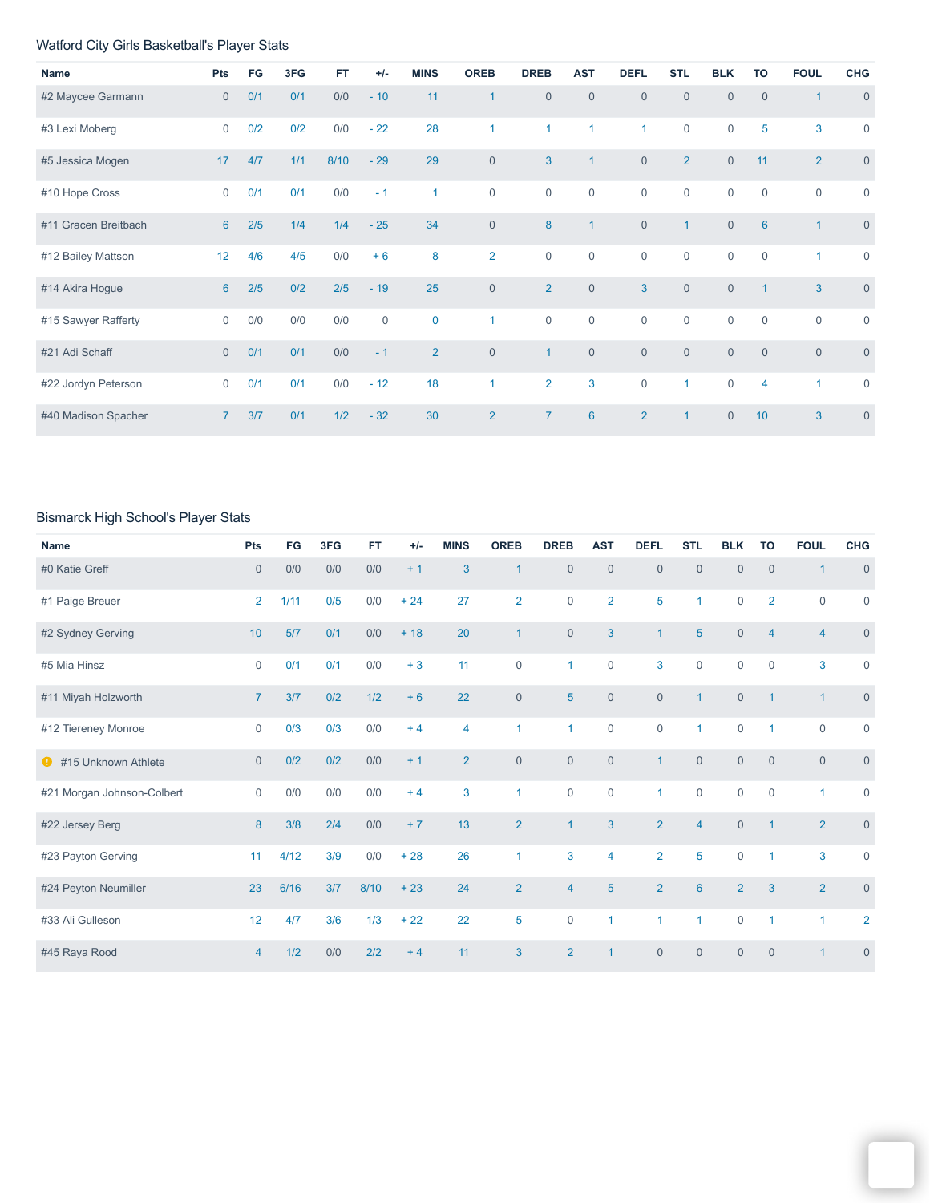Watford City Girls Basketball's Player Stats

| Name | Pts | FG | 3FG | FT | +/- | MINS | OREB | DREB | AST | DEFL | STL | BLK | TO | FOUL | CHG |
|---|---|---|---|---|---|---|---|---|---|---|---|---|---|---|---|
| #2 Maycee Garmann | 0 | 0/1 | 0/1 | 0/0 | - 10 | 11 | 1 | 0 | 0 | 0 | 0 | 0 | 0 | 1 | 0 |
| #3 Lexi Moberg | 0 | 0/2 | 0/2 | 0/0 | - 22 | 28 | 1 | 1 | 1 | 1 | 0 | 0 | 5 | 3 | 0 |
| #5 Jessica Mogen | 17 | 4/7 | 1/1 | 8/10 | - 29 | 29 | 0 | 3 | 1 | 0 | 2 | 0 | 11 | 2 | 0 |
| #10 Hope Cross | 0 | 0/1 | 0/1 | 0/0 | - 1 | 1 | 0 | 0 | 0 | 0 | 0 | 0 | 0 | 0 | 0 |
| #11 Gracen Breitbach | 6 | 2/5 | 1/4 | 1/4 | - 25 | 34 | 0 | 8 | 1 | 0 | 1 | 0 | 6 | 1 | 0 |
| #12 Bailey Mattson | 12 | 4/6 | 4/5 | 0/0 | + 6 | 8 | 2 | 0 | 0 | 0 | 0 | 0 | 0 | 1 | 0 |
| #14 Akira Hogue | 6 | 2/5 | 0/2 | 2/5 | - 19 | 25 | 0 | 2 | 0 | 3 | 0 | 0 | 1 | 3 | 0 |
| #15 Sawyer Rafferty | 0 | 0/0 | 0/0 | 0/0 | 0 | 0 | 1 | 0 | 0 | 0 | 0 | 0 | 0 | 0 | 0 |
| #21 Adi Schaff | 0 | 0/1 | 0/1 | 0/0 | - 1 | 2 | 0 | 1 | 0 | 0 | 0 | 0 | 0 | 0 | 0 |
| #22 Jordyn Peterson | 0 | 0/1 | 0/1 | 0/0 | - 12 | 18 | 1 | 2 | 3 | 0 | 1 | 0 | 4 | 1 | 0 |
| #40 Madison Spacher | 7 | 3/7 | 0/1 | 1/2 | - 32 | 30 | 2 | 7 | 6 | 2 | 1 | 0 | 10 | 3 | 0 |

Bismarck High School's Player Stats

| Name | Pts | FG | 3FG | FT | +/- | MINS | OREB | DREB | AST | DEFL | STL | BLK | TO | FOUL | CHG |
|---|---|---|---|---|---|---|---|---|---|---|---|---|---|---|---|
| #0 Katie Greff | 0 | 0/0 | 0/0 | 0/0 | + 1 | 3 | 1 | 0 | 0 | 0 | 0 | 0 | 0 | 1 | 0 |
| #1 Paige Breuer | 2 | 1/11 | 0/5 | 0/0 | + 24 | 27 | 2 | 0 | 2 | 5 | 1 | 0 | 2 | 0 | 0 |
| #2 Sydney Gerving | 10 | 5/7 | 0/1 | 0/0 | + 18 | 20 | 1 | 0 | 3 | 1 | 5 | 0 | 4 | 4 | 0 |
| #5 Mia Hinsz | 0 | 0/1 | 0/1 | 0/0 | + 3 | 11 | 0 | 1 | 0 | 3 | 0 | 0 | 0 | 3 | 0 |
| #11 Miyah Holzworth | 7 | 3/7 | 0/2 | 1/2 | + 6 | 22 | 0 | 5 | 0 | 0 | 1 | 0 | 1 | 1 | 0 |
| #12 Tiereney Monroe | 0 | 0/3 | 0/3 | 0/0 | + 4 | 4 | 1 | 1 | 0 | 0 | 1 | 0 | 1 | 0 | 0 |
| #15 Unknown Athlete | 0 | 0/2 | 0/2 | 0/0 | + 1 | 2 | 0 | 0 | 0 | 1 | 0 | 0 | 0 | 0 | 0 |
| #21 Morgan Johnson-Colbert | 0 | 0/0 | 0/0 | 0/0 | + 4 | 3 | 1 | 0 | 0 | 1 | 0 | 0 | 0 | 1 | 0 |
| #22 Jersey Berg | 8 | 3/8 | 2/4 | 0/0 | + 7 | 13 | 2 | 1 | 3 | 2 | 4 | 0 | 1 | 2 | 0 |
| #23 Payton Gerving | 11 | 4/12 | 3/9 | 0/0 | + 28 | 26 | 1 | 3 | 4 | 2 | 5 | 0 | 1 | 3 | 0 |
| #24 Peyton Neumiller | 23 | 6/16 | 3/7 | 8/10 | + 23 | 24 | 2 | 4 | 5 | 2 | 6 | 2 | 3 | 2 | 0 |
| #33 Ali Gulleson | 12 | 4/7 | 3/6 | 1/3 | + 22 | 22 | 5 | 0 | 1 | 1 | 1 | 0 | 1 | 1 | 2 |
| #45 Raya Rood | 4 | 1/2 | 0/0 | 2/2 | + 4 | 11 | 3 | 2 | 1 | 0 | 0 | 0 | 0 | 1 | 0 |